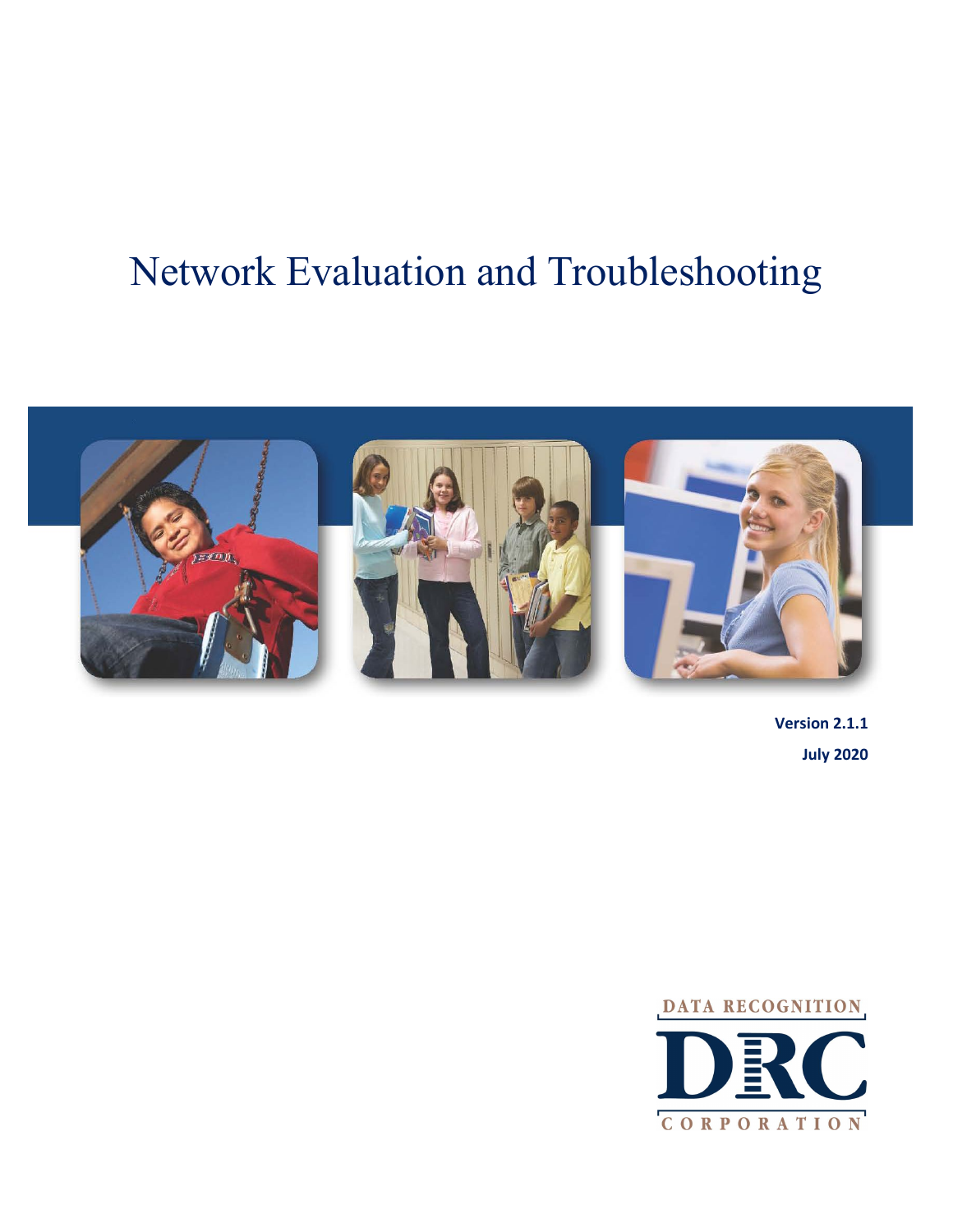# Network Evaluation and Troubleshooting

**Version 2.1.1**

**July 2020**

DATA RECOGNITION

DRC

CORPORATION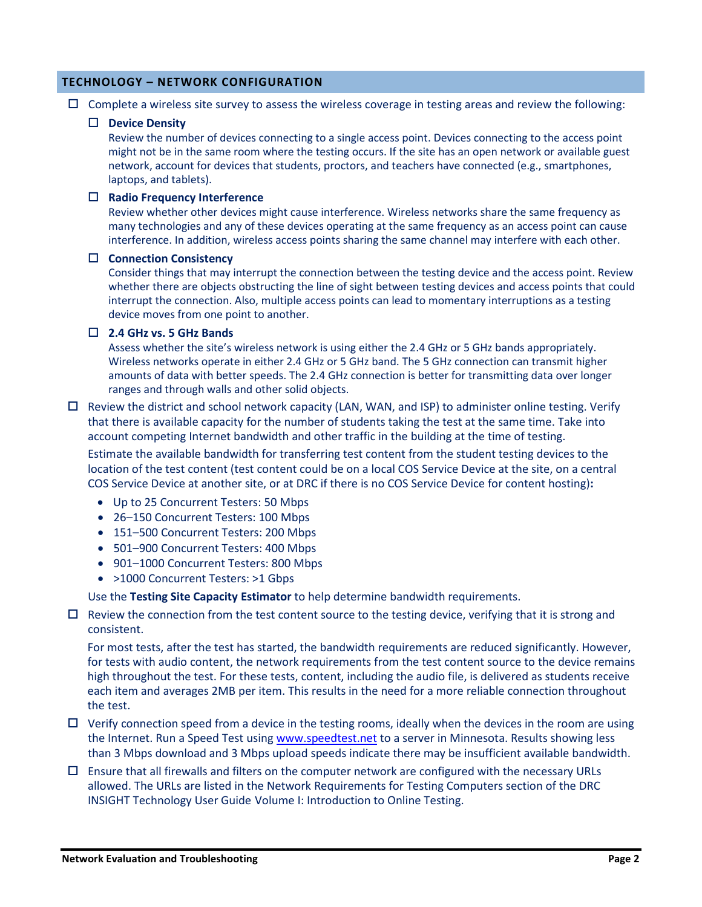## TECHNOLOGY – NETWORK CONFIGURATION

- ☐ Complete a wireless site survey to assess the wireless coverage in testing areas and review the following:
  - ☐ **Device Density**
    Review the number of devices connecting to a single access point. Devices connecting to the access point might not be in the same room where the testing occurs. If the site has an open network or available guest network, account for devices that students, proctors, and teachers have connected (e.g., smartphones, laptops, and tablets).
  - ☐ **Radio Frequency Interference**
    Review whether other devices might cause interference. Wireless networks share the same frequency as many technologies and any of these devices operating at the same frequency as an access point can cause interference. In addition, wireless access points sharing the same channel may interfere with each other.
  - ☐ **Connection Consistency**
    Consider things that may interrupt the connection between the testing device and the access point. Review whether there are objects obstructing the line of sight between testing devices and access points that could interrupt the connection. Also, multiple access points can lead to momentary interruptions as a testing device moves from one point to another.
  - ☐ **2.4 GHz vs. 5 GHz Bands**
    Assess whether the site's wireless network is using either the 2.4 GHz or 5 GHz bands appropriately. Wireless networks operate in either 2.4 GHz or 5 GHz band. The 5 GHz connection can transmit higher amounts of data with better speeds. The 2.4 GHz connection is better for transmitting data over longer ranges and through walls and other solid objects.
- ☐ Review the district and school network capacity (LAN, WAN, and ISP) to administer online testing. Verify that there is available capacity for the number of students taking the test at the same time. Take into account competing Internet bandwidth and other traffic in the building at the time of testing.

  Estimate the available bandwidth for transferring test content from the student testing devices to the location of the test content (test content could be on a local COS Service Device at the site, on a central COS Service Device at another site, or at DRC if there is no COS Service Device for content hosting)**:**

  - Up to 25 Concurrent Testers: 50 Mbps
  - 26–150 Concurrent Testers: 100 Mbps
  - 151–500 Concurrent Testers: 200 Mbps
  - 501–900 Concurrent Testers: 400 Mbps
  - 901–1000 Concurrent Testers: 800 Mbps
  - >1000 Concurrent Testers: >1 Gbps

  Use the **Testing Site Capacity Estimator** to help determine bandwidth requirements.
- ☐ Review the connection from the test content source to the testing device, verifying that it is strong and consistent.

  For most tests, after the test has started, the bandwidth requirements are reduced significantly. However, for tests with audio content, the network requirements from the test content source to the device remains high throughout the test. For these tests, content, including the audio file, is delivered as students receive each item and averages 2MB per item. This results in the need for a more reliable connection throughout the test.
- ☐ Verify connection speed from a device in the testing rooms, ideally when the devices in the room are using the Internet. Run a Speed Test using [www.speedtest.net](http://www.speedtest.net) to a server in Minnesota. Results showing less than 3 Mbps download and 3 Mbps upload speeds indicate there may be insufficient available bandwidth.
- ☐ Ensure that all firewalls and filters on the computer network are configured with the necessary URLs allowed. The URLs are listed in the Network Requirements for Testing Computers section of the DRC INSIGHT Technology User Guide Volume I: Introduction to Online Testing.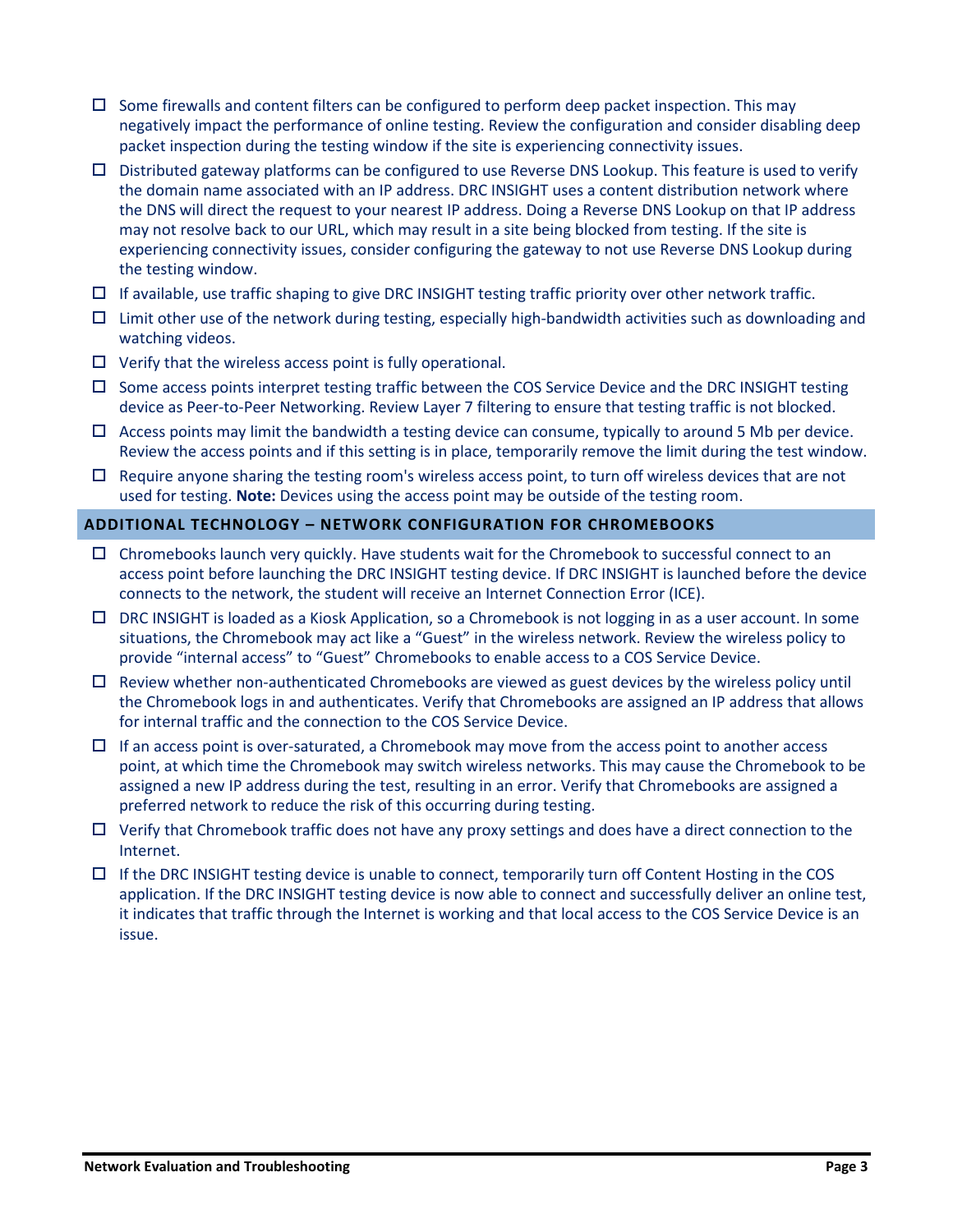- ☐ Some firewalls and content filters can be configured to perform deep packet inspection. This may negatively impact the performance of online testing. Review the configuration and consider disabling deep packet inspection during the testing window if the site is experiencing connectivity issues.
- ☐ Distributed gateway platforms can be configured to use Reverse DNS Lookup. This feature is used to verify the domain name associated with an IP address. DRC INSIGHT uses a content distribution network where the DNS will direct the request to your nearest IP address. Doing a Reverse DNS Lookup on that IP address may not resolve back to our URL, which may result in a site being blocked from testing. If the site is experiencing connectivity issues, consider configuring the gateway to not use Reverse DNS Lookup during the testing window.
- ☐ If available, use traffic shaping to give DRC INSIGHT testing traffic priority over other network traffic.
- ☐ Limit other use of the network during testing, especially high-bandwidth activities such as downloading and watching videos.
- ☐ Verify that the wireless access point is fully operational.
- ☐ Some access points interpret testing traffic between the COS Service Device and the DRC INSIGHT testing device as Peer-to-Peer Networking. Review Layer 7 filtering to ensure that testing traffic is not blocked.
- ☐ Access points may limit the bandwidth a testing device can consume, typically to around 5 Mb per device. Review the access points and if this setting is in place, temporarily remove the limit during the test window.
- ☐ Require anyone sharing the testing room's wireless access point, to turn off wireless devices that are not used for testing. **Note:** Devices using the access point may be outside of the testing room.

## ADDITIONAL TECHNOLOGY – NETWORK CONFIGURATION FOR CHROMEBOOKS

- ☐ Chromebooks launch very quickly. Have students wait for the Chromebook to successful connect to an access point before launching the DRC INSIGHT testing device. If DRC INSIGHT is launched before the device connects to the network, the student will receive an Internet Connection Error (ICE).
- ☐ DRC INSIGHT is loaded as a Kiosk Application, so a Chromebook is not logging in as a user account. In some situations, the Chromebook may act like a "Guest" in the wireless network. Review the wireless policy to provide "internal access" to "Guest" Chromebooks to enable access to a COS Service Device.
- ☐ Review whether non-authenticated Chromebooks are viewed as guest devices by the wireless policy until the Chromebook logs in and authenticates. Verify that Chromebooks are assigned an IP address that allows for internal traffic and the connection to the COS Service Device.
- ☐ If an access point is over-saturated, a Chromebook may move from the access point to another access point, at which time the Chromebook may switch wireless networks. This may cause the Chromebook to be assigned a new IP address during the test, resulting in an error. Verify that Chromebooks are assigned a preferred network to reduce the risk of this occurring during testing.
- ☐ Verify that Chromebook traffic does not have any proxy settings and does have a direct connection to the Internet.
- ☐ If the DRC INSIGHT testing device is unable to connect, temporarily turn off Content Hosting in the COS application. If the DRC INSIGHT testing device is now able to connect and successfully deliver an online test, it indicates that traffic through the Internet is working and that local access to the COS Service Device is an issue.